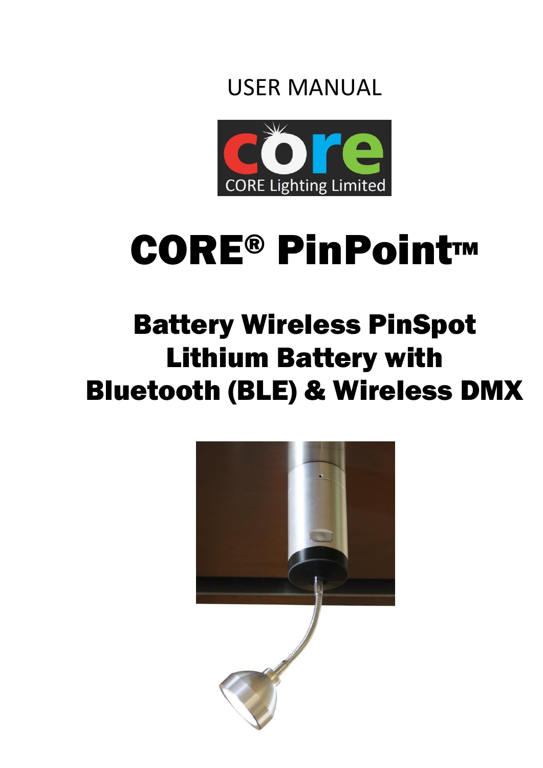USER MANUAL

CORE Lighting Limited

# CORE® PinPoint™

## Battery Wireless PinSpot
## Lithium Battery with
## Bluetooth (BLE) & Wireless DMX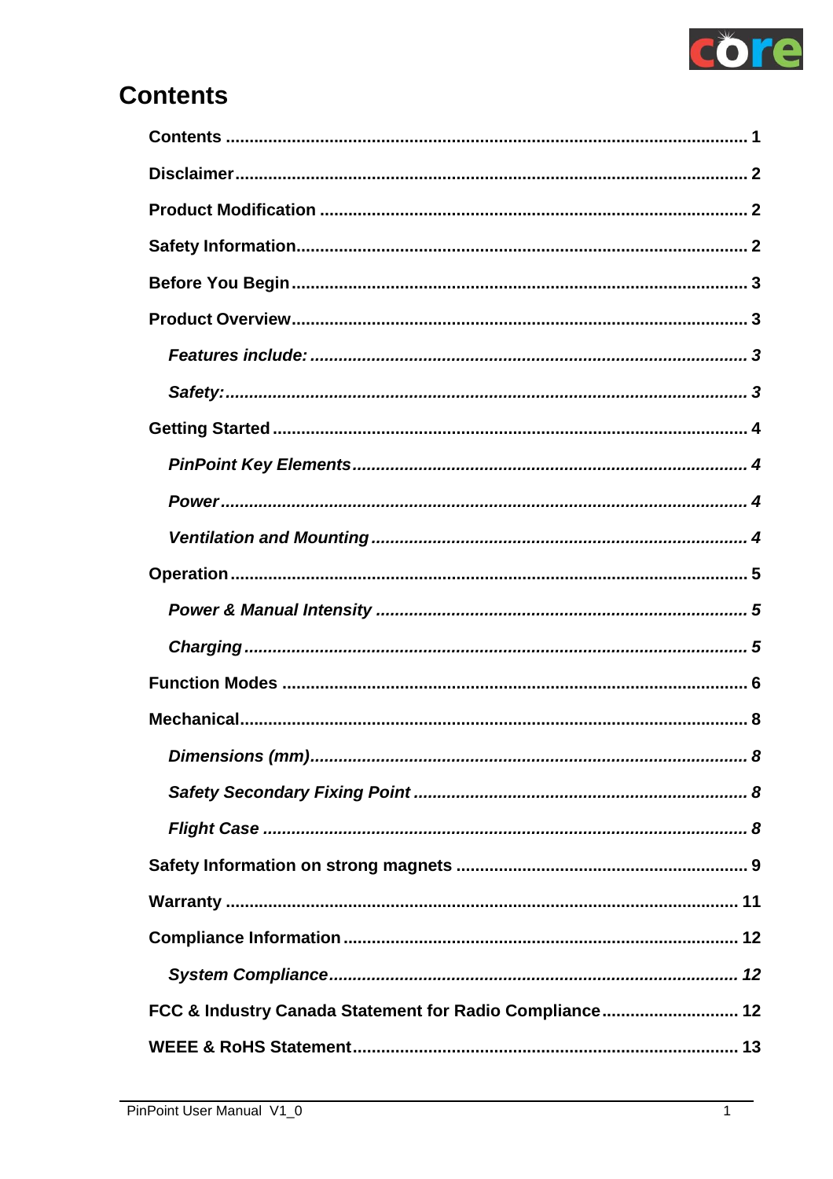# Contents

**Contents** .......... 1

**Disclaimer** .......... 2

**Product Modification** .......... 2

**Safety Information** .......... 2

**Before You Begin** .......... 3

**Product Overview** .......... 3

- ***Features include:*** .......... *3*
- ***Safety:*** .......... *3*

**Getting Started** .......... 4

- ***PinPoint Key Elements*** .......... *4*
- ***Power*** .......... *4*
- ***Ventilation and Mounting*** .......... *4*

**Operation** .......... 5

- ***Power & Manual Intensity*** .......... *5*
- ***Charging*** .......... *5*

**Function Modes** .......... 6

**Mechanical** .......... 8

- ***Dimensions (mm)*** .......... *8*
- ***Safety Secondary Fixing Point*** .......... *8*
- ***Flight Case*** .......... *8*

**Safety Information on strong magnets** .......... 9

**Warranty** .......... 11

**Compliance Information** .......... 12

- ***System Compliance*** .......... *12*

**FCC & Industry Canada Statement for Radio Compliance** .......... 12

**WEEE & RoHS Statement** .......... 13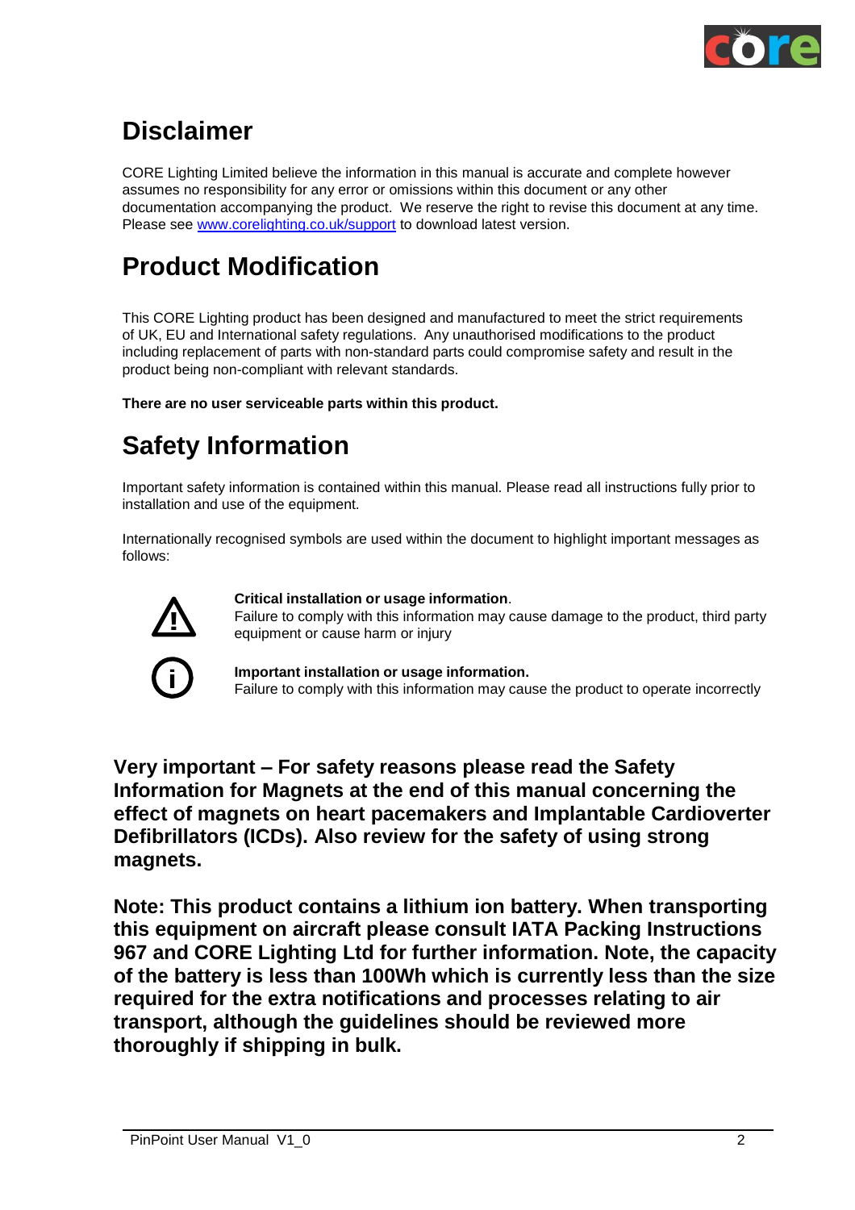# Disclaimer

CORE Lighting Limited believe the information in this manual is accurate and complete however assumes no responsibility for any error or omissions within this document or any other documentation accompanying the product. We reserve the right to revise this document at any time. Please see www.corelighting.co.uk/support to download latest version.

# Product Modification

This CORE Lighting product has been designed and manufactured to meet the strict requirements of UK, EU and International safety regulations. Any unauthorised modifications to the product including replacement of parts with non-standard parts could compromise safety and result in the product being non-compliant with relevant standards.

**There are no user serviceable parts within this product.**

# Safety Information

Important safety information is contained within this manual. Please read all instructions fully prior to installation and use of the equipment.

Internationally recognised symbols are used within the document to highlight important messages as follows:

⚠ **Critical installation or usage information**.
Failure to comply with this information may cause damage to the product, third party equipment or cause harm or injury

ⓘ **Important installation or usage information.**
Failure to comply with this information may cause the product to operate incorrectly

**Very important – For safety reasons please read the Safety Information for Magnets at the end of this manual concerning the effect of magnets on heart pacemakers and Implantable Cardioverter Defibrillators (ICDs). Also review for the safety of using strong magnets.**

**Note: This product contains a lithium ion battery. When transporting this equipment on aircraft please consult IATA Packing Instructions 967 and CORE Lighting Ltd for further information. Note, the capacity of the battery is less than 100Wh which is currently less than the size required for the extra notifications and processes relating to air transport, although the guidelines should be reviewed more thoroughly if shipping in bulk.**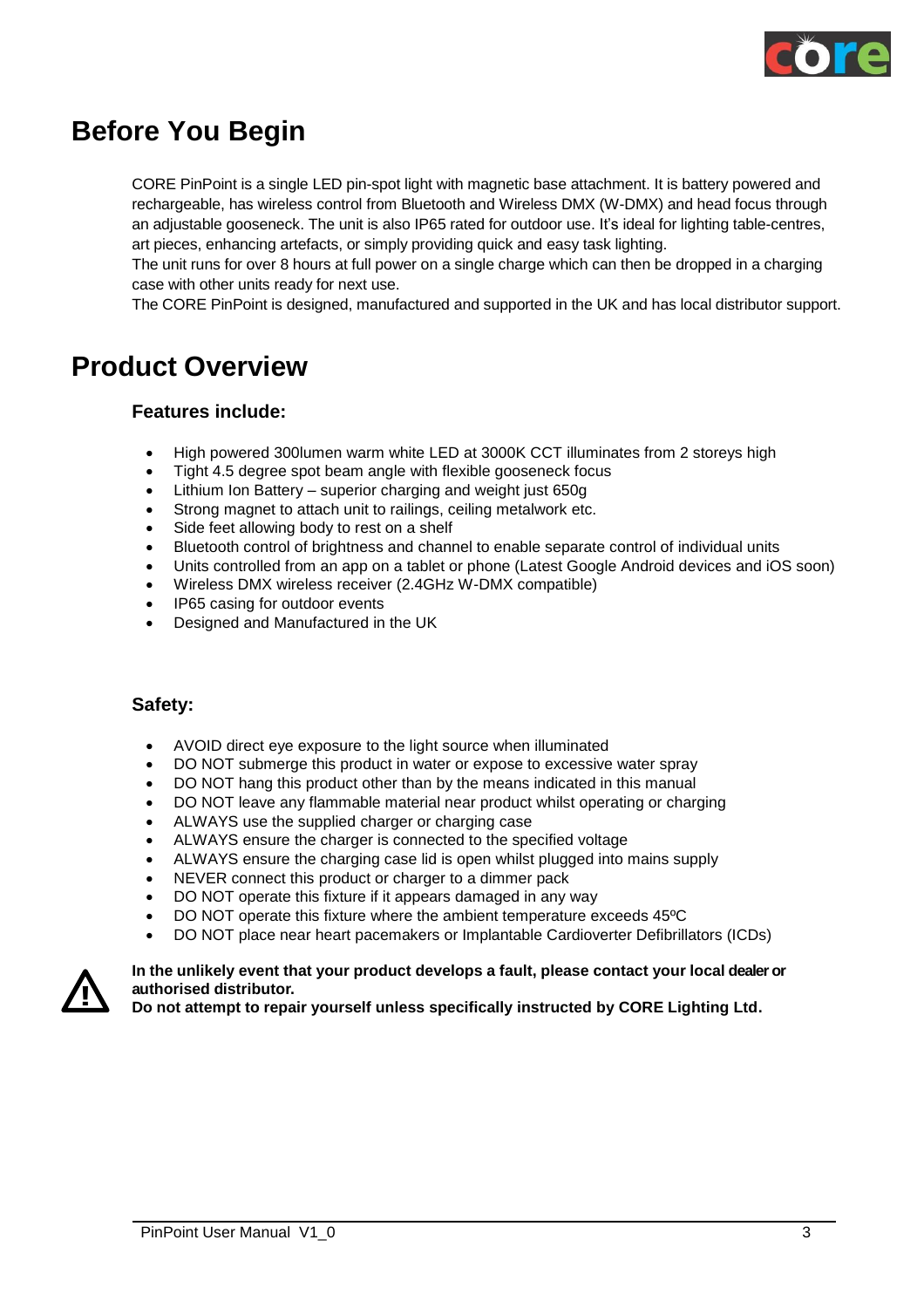# Before You Begin

CORE PinPoint is a single LED pin-spot light with magnetic base attachment. It is battery powered and rechargeable, has wireless control from Bluetooth and Wireless DMX (W-DMX) and head focus through an adjustable gooseneck. The unit is also IP65 rated for outdoor use. It's ideal for lighting table-centres, art pieces, enhancing artefacts, or simply providing quick and easy task lighting.
The unit runs for over 8 hours at full power on a single charge which can then be dropped in a charging case with other units ready for next use.
The CORE PinPoint is designed, manufactured and supported in the UK and has local distributor support.

# Product Overview

### Features include:

- High powered 300lumen warm white LED at 3000K CCT illuminates from 2 storeys high
- Tight 4.5 degree spot beam angle with flexible gooseneck focus
- Lithium Ion Battery – superior charging and weight just 650g
- Strong magnet to attach unit to railings, ceiling metalwork etc.
- Side feet allowing body to rest on a shelf
- Bluetooth control of brightness and channel to enable separate control of individual units
- Units controlled from an app on a tablet or phone (Latest Google Android devices and iOS soon)
- Wireless DMX wireless receiver (2.4GHz W-DMX compatible)
- IP65 casing for outdoor events
- Designed and Manufactured in the UK

### Safety:

- AVOID direct eye exposure to the light source when illuminated
- DO NOT submerge this product in water or expose to excessive water spray
- DO NOT hang this product other than by the means indicated in this manual
- DO NOT leave any flammable material near product whilst operating or charging
- ALWAYS use the supplied charger or charging case
- ALWAYS ensure the charger is connected to the specified voltage
- ALWAYS ensure the charging case lid is open whilst plugged into mains supply
- NEVER connect this product or charger to a dimmer pack
- DO NOT operate this fixture if it appears damaged in any way
- DO NOT operate this fixture where the ambient temperature exceeds 45ºC
- DO NOT place near heart pacemakers or Implantable Cardioverter Defibrillators (ICDs)

⚠ **In the unlikely event that your product develops a fault, please contact your local dealer or authorised distributor.**
**Do not attempt to repair yourself unless specifically instructed by CORE Lighting Ltd.**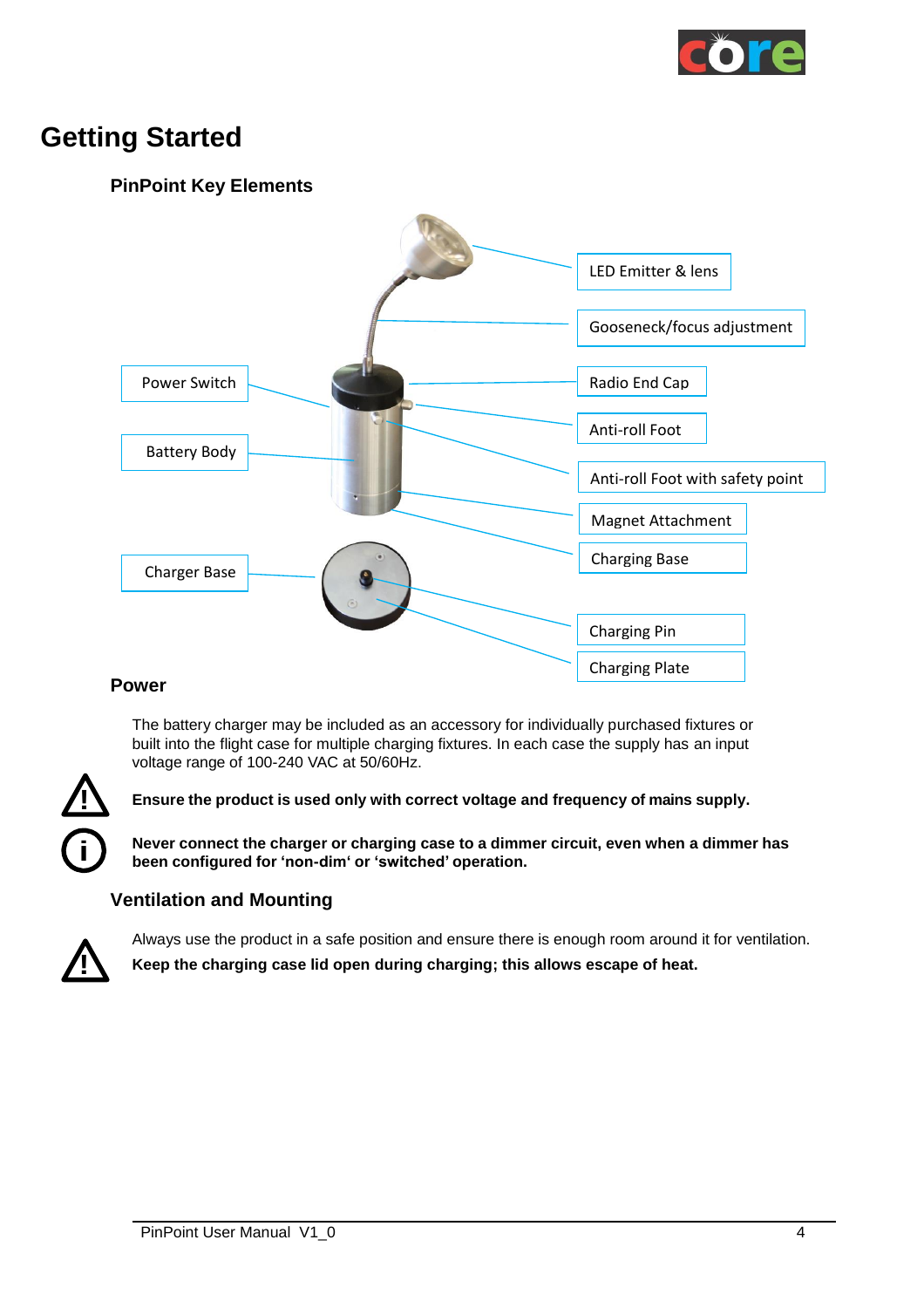# Getting Started

## PinPoint Key Elements

LED Emitter & lens

Gooseneck/focus adjustment

Power Switch

Radio End Cap

Anti-roll Foot

Battery Body

Anti-roll Foot with safety point

Magnet Attachment

Charging Base

Charger Base

Charging Pin

Charging Plate

## Power

The battery charger may be included as an accessory for individually purchased fixtures or built into the flight case for multiple charging fixtures. In each case the supply has an input voltage range of 100-240 VAC at 50/60Hz.

**Ensure the product is used only with correct voltage and frequency of mains supply.**

**Never connect the charger or charging case to a dimmer circuit, even when a dimmer has been configured for 'non-dim' or 'switched' operation.**

## Ventilation and Mounting

Always use the product in a safe position and ensure there is enough room around it for ventilation.

**Keep the charging case lid open during charging; this allows escape of heat.**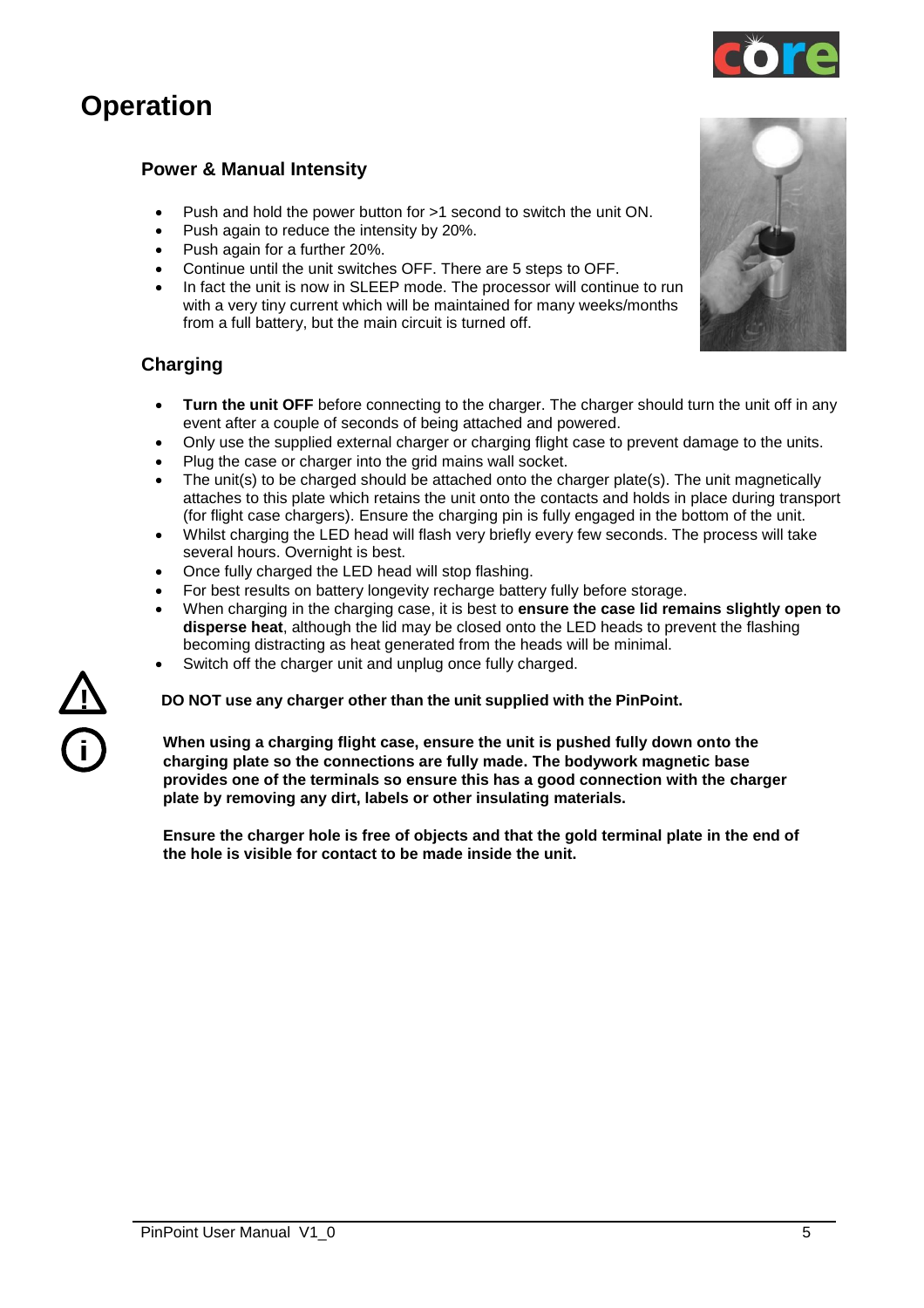# Operation

## Power & Manual Intensity

- Push and hold the power button for >1 second to switch the unit ON.
- Push again to reduce the intensity by 20%.
- Push again for a further 20%.
- Continue until the unit switches OFF. There are 5 steps to OFF.
- In fact the unit is now in SLEEP mode. The processor will continue to run with a very tiny current which will be maintained for many weeks/months from a full battery, but the main circuit is turned off.

## Charging

- **Turn the unit OFF** before connecting to the charger. The charger should turn the unit off in any event after a couple of seconds of being attached and powered.
- Only use the supplied external charger or charging flight case to prevent damage to the units.
- Plug the case or charger into the grid mains wall socket.
- The unit(s) to be charged should be attached onto the charger plate(s). The unit magnetically attaches to this plate which retains the unit onto the contacts and holds in place during transport (for flight case chargers). Ensure the charging pin is fully engaged in the bottom of the unit.
- Whilst charging the LED head will flash very briefly every few seconds. The process will take several hours. Overnight is best.
- Once fully charged the LED head will stop flashing.
- For best results on battery longevity recharge battery fully before storage.
- When charging in the charging case, it is best to **ensure the case lid remains slightly open to disperse heat**, although the lid may be closed onto the LED heads to prevent the flashing becoming distracting as heat generated from the heads will be minimal.
- Switch off the charger unit and unplug once fully charged.

**DO NOT use any charger other than the unit supplied with the PinPoint.**

**When using a charging flight case, ensure the unit is pushed fully down onto the charging plate so the connections are fully made. The bodywork magnetic base provides one of the terminals so ensure this has a good connection with the charger plate by removing any dirt, labels or other insulating materials.**

**Ensure the charger hole is free of objects and that the gold terminal plate in the end of the hole is visible for contact to be made inside the unit.**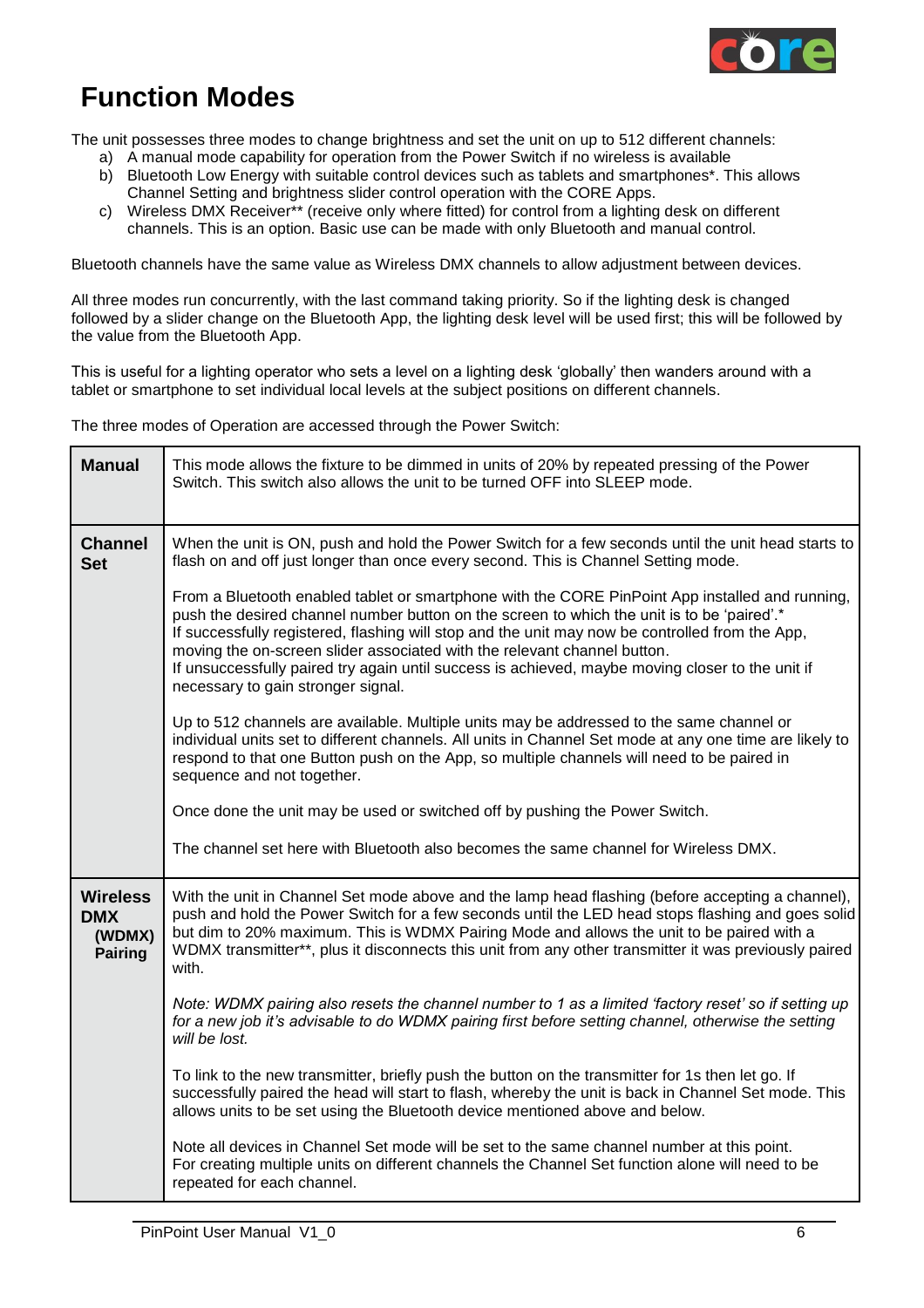# Function Modes

The unit possesses three modes to change brightness and set the unit on up to 512 different channels:

a) A manual mode capability for operation from the Power Switch if no wireless is available
b) Bluetooth Low Energy with suitable control devices such as tablets and smartphones*. This allows Channel Setting and brightness slider control operation with the CORE Apps.
c) Wireless DMX Receiver** (receive only where fitted) for control from a lighting desk on different channels. This is an option. Basic use can be made with only Bluetooth and manual control.

Bluetooth channels have the same value as Wireless DMX channels to allow adjustment between devices.

All three modes run concurrently, with the last command taking priority. So if the lighting desk is changed followed by a slider change on the Bluetooth App, the lighting desk level will be used first; this will be followed by the value from the Bluetooth App.

This is useful for a lighting operator who sets a level on a lighting desk 'globally' then wanders around with a tablet or smartphone to set individual local levels at the subject positions on different channels.

The three modes of Operation are accessed through the Power Switch:

| Mode | Description |
|---|---|
| **Manual** | This mode allows the fixture to be dimmed in units of 20% by repeated pressing of the Power Switch. This switch also allows the unit to be turned OFF into SLEEP mode. |
| **Channel Set** | When the unit is ON, push and hold the Power Switch for a few seconds until the unit head starts to flash on and off just longer than once every second. This is Channel Setting mode.<br><br>From a Bluetooth enabled tablet or smartphone with the CORE PinPoint App installed and running, push the desired channel number button on the screen to which the unit is to be 'paired'.*<br>If successfully registered, flashing will stop and the unit may now be controlled from the App, moving the on-screen slider associated with the relevant channel button.<br>If unsuccessfully paired try again until success is achieved, maybe moving closer to the unit if necessary to gain stronger signal.<br><br>Up to 512 channels are available. Multiple units may be addressed to the same channel or individual units set to different channels. All units in Channel Set mode at any one time are likely to respond to that one Button push on the App, so multiple channels will need to be paired in sequence and not together.<br><br>Once done the unit may be used or switched off by pushing the Power Switch.<br><br>The channel set here with Bluetooth also becomes the same channel for Wireless DMX. |
| **Wireless DMX (WDMX) Pairing** | With the unit in Channel Set mode above and the lamp head flashing (before accepting a channel), push and hold the Power Switch for a few seconds until the LED head stops flashing and goes solid but dim to 20% maximum. This is WDMX Pairing Mode and allows the unit to be paired with a WDMX transmitter**, plus it disconnects this unit from any other transmitter it was previously paired with.<br><br>*Note: WDMX pairing also resets the channel number to 1 as a limited 'factory reset' so if setting up for a new job it's advisable to do WDMX pairing first before setting channel, otherwise the setting will be lost.*<br><br>To link to the new transmitter, briefly push the button on the transmitter for 1s then let go. If successfully paired the head will start to flash, whereby the unit is back in Channel Set mode. This allows units to be set using the Bluetooth device mentioned above and below.<br><br>Note all devices in Channel Set mode will be set to the same channel number at this point.<br>For creating multiple units on different channels the Channel Set function alone will need to be repeated for each channel. |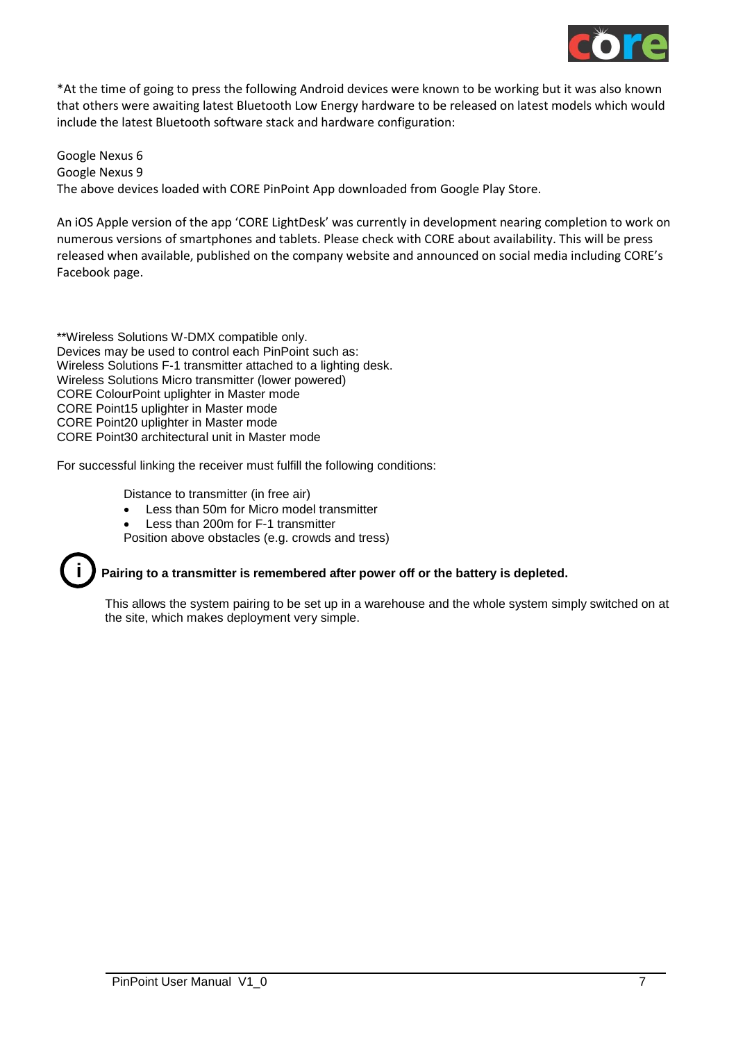*At the time of going to press the following Android devices were known to be working but it was also known that others were awaiting latest Bluetooth Low Energy hardware to be released on latest models which would include the latest Bluetooth software stack and hardware configuration:

Google Nexus 6
Google Nexus 9
The above devices loaded with CORE PinPoint App downloaded from Google Play Store.

An iOS Apple version of the app 'CORE LightDesk' was currently in development nearing completion to work on numerous versions of smartphones and tablets. Please check with CORE about availability. This will be press released when available, published on the company website and announced on social media including CORE's Facebook page.

**Wireless Solutions W-DMX compatible only.
Devices may be used to control each PinPoint such as:
Wireless Solutions F-1 transmitter attached to a lighting desk.
Wireless Solutions Micro transmitter (lower powered)
CORE ColourPoint uplighter in Master mode
CORE Point15 uplighter in Master mode
CORE Point20 uplighter in Master mode
CORE Point30 architectural unit in Master mode

For successful linking the receiver must fulfill the following conditions:

Distance to transmitter (in free air)

- Less than 50m for Micro model transmitter
- Less than 200m for F-1 transmitter

Position above obstacles (e.g. crowds and tress)

**Pairing to a transmitter is remembered after power off or the battery is depleted.**

This allows the system pairing to be set up in a warehouse and the whole system simply switched on at the site, which makes deployment very simple.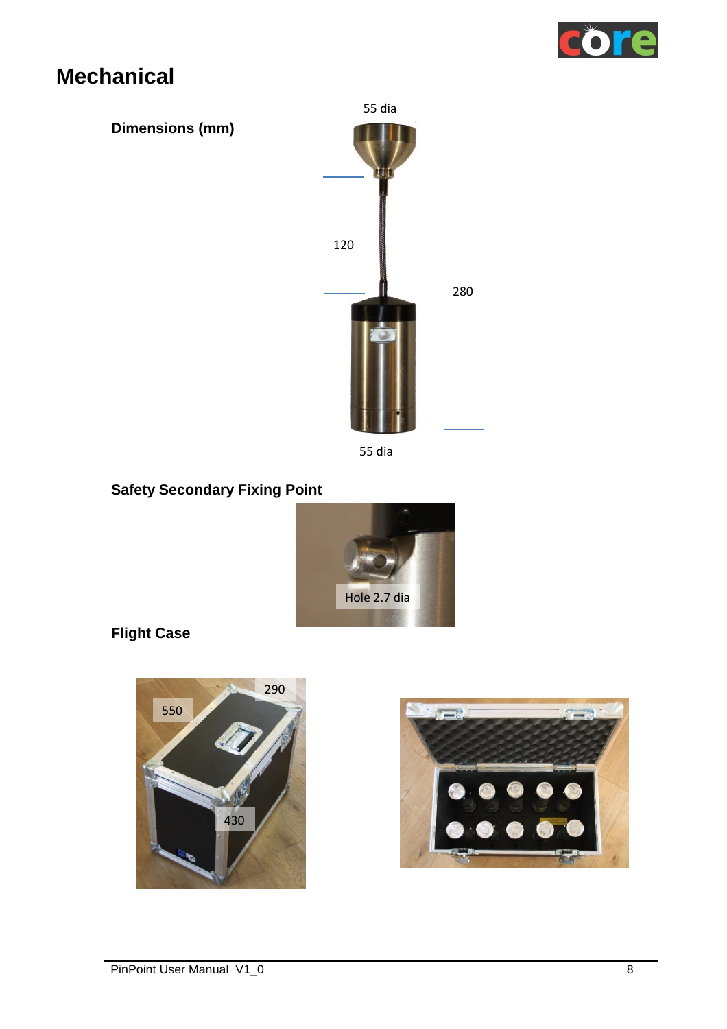# Mechanical

**Dimensions (mm)**

55 dia

120

280

55 dia

**Safety Secondary Fixing Point**

Hole 2.7 dia

**Flight Case**

550

290

430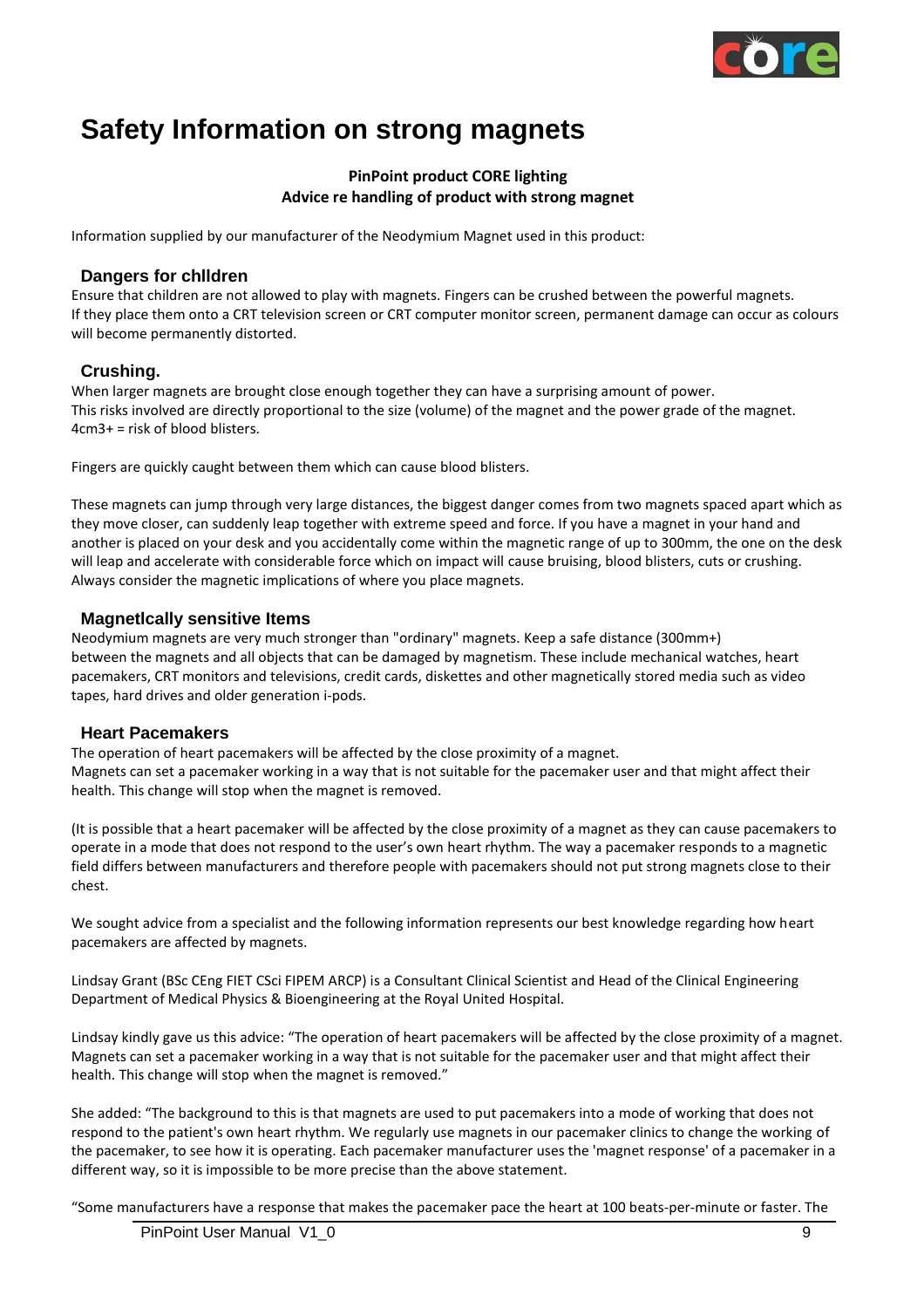# Safety Information on strong magnets

**PinPoint product CORE lighting**
**Advice re handling of product with strong magnet**

Information supplied by our manufacturer of the Neodymium Magnet used in this product:

## Dangers for chlldren

Ensure that children are not allowed to play with magnets. Fingers can be crushed between the powerful magnets.
If they place them onto a CRT television screen or CRT computer monitor screen, permanent damage can occur as colours will become permanently distorted.

## Crushing.

When larger magnets are brought close enough together they can have a surprising amount of power.
This risks involved are directly proportional to the size (volume) of the magnet and the power grade of the magnet.
4cm3+ = risk of blood blisters.

Fingers are quickly caught between them which can cause blood blisters.

These magnets can jump through very large distances, the biggest danger comes from two magnets spaced apart which as they move closer, can suddenly leap together with extreme speed and force. If you have a magnet in your hand and another is placed on your desk and you accidentally come within the magnetic range of up to 300mm, the one on the desk will leap and accelerate with considerable force which on impact will cause bruising, blood blisters, cuts or crushing.
Always consider the magnetic implications of where you place magnets.

## Magnetlcally sensitive Items

Neodymium magnets are very much stronger than "ordinary" magnets. Keep a safe distance (300mm+) between the magnets and all objects that can be damaged by magnetism. These include mechanical watches, heart pacemakers, CRT monitors and televisions, credit cards, diskettes and other magnetically stored media such as video tapes, hard drives and older generation i-pods.

## Heart Pacemakers

The operation of heart pacemakers will be affected by the close proximity of a magnet.
Magnets can set a pacemaker working in a way that is not suitable for the pacemaker user and that might affect their health. This change will stop when the magnet is removed.

(It is possible that a heart pacemaker will be affected by the close proximity of a magnet as they can cause pacemakers to operate in a mode that does not respond to the user's own heart rhythm. The way a pacemaker responds to a magnetic field differs between manufacturers and therefore people with pacemakers should not put strong magnets close to their chest.

We sought advice from a specialist and the following information represents our best knowledge regarding how heart pacemakers are affected by magnets.

Lindsay Grant (BSc CEng FIET CSci FIPEM ARCP) is a Consultant Clinical Scientist and Head of the Clinical Engineering Department of Medical Physics & Bioengineering at the Royal United Hospital.

Lindsay kindly gave us this advice: "The operation of heart pacemakers will be affected by the close proximity of a magnet. Magnets can set a pacemaker working in a way that is not suitable for the pacemaker user and that might affect their health. This change will stop when the magnet is removed."

She added: "The background to this is that magnets are used to put pacemakers into a mode of working that does not respond to the patient's own heart rhythm. We regularly use magnets in our pacemaker clinics to change the working of the pacemaker, to see how it is operating. Each pacemaker manufacturer uses the 'magnet response' of a pacemaker in a different way, so it is impossible to be more precise than the above statement.

"Some manufacturers have a response that makes the pacemaker pace the heart at 100 beats-per-minute or faster. The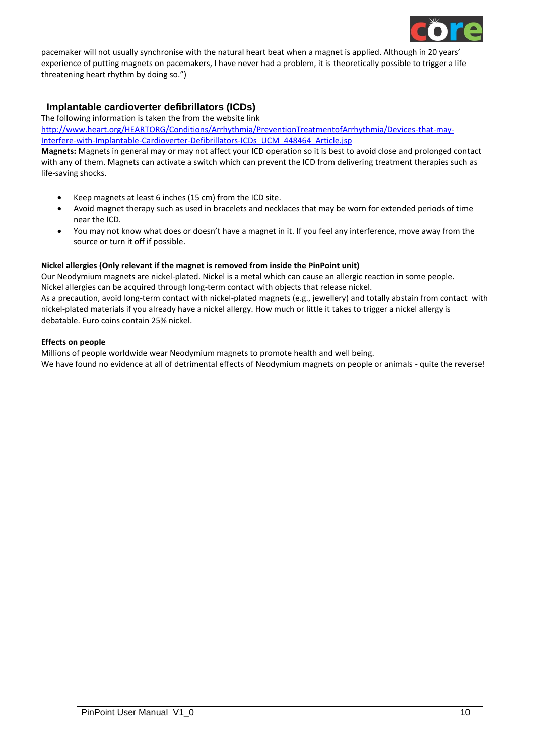pacemaker will not usually synchronise with the natural heart beat when a magnet is applied. Although in 20 years' experience of putting magnets on pacemakers, I have never had a problem, it is theoretically possible to trigger a life threatening heart rhythm by doing so.")

## Implantable cardioverter defibrillators (ICDs)

The following information is taken the from the website link
[http://www.heart.org/HEARTORG/Conditions/Arrhythmia/PreventionTreatmentofArrhythmia/Devices-that-may-Interfere-with-Implantable-Cardioverter-Defibrillators-ICDs_UCM_448464_Article.jsp](http://www.heart.org/HEARTORG/Conditions/Arrhythmia/PreventionTreatmentofArrhythmia/Devices-that-may-Interfere-with-Implantable-Cardioverter-Defibrillators-ICDs_UCM_448464_Article.jsp)

**Magnets:** Magnets in general may or may not affect your ICD operation so it is best to avoid close and prolonged contact with any of them. Magnets can activate a switch which can prevent the ICD from delivering treatment therapies such as life-saving shocks.

- Keep magnets at least 6 inches (15 cm) from the ICD site.
- Avoid magnet therapy such as used in bracelets and necklaces that may be worn for extended periods of time near the ICD.
- You may not know what does or doesn't have a magnet in it. If you feel any interference, move away from the source or turn it off if possible.

**Nickel allergies (Only relevant if the magnet is removed from inside the PinPoint unit)**

Our Neodymium magnets are nickel-plated. Nickel is a metal which can cause an allergic reaction in some people. Nickel allergies can be acquired through long-term contact with objects that release nickel.
As a precaution, avoid long-term contact with nickel-plated magnets (e.g., jewellery) and totally abstain from contact with nickel-plated materials if you already have a nickel allergy. How much or little it takes to trigger a nickel allergy is debatable. Euro coins contain 25% nickel.

**Effects on people**

Millions of people worldwide wear Neodymium magnets to promote health and well being.
We have found no evidence at all of detrimental effects of Neodymium magnets on people or animals - quite the reverse!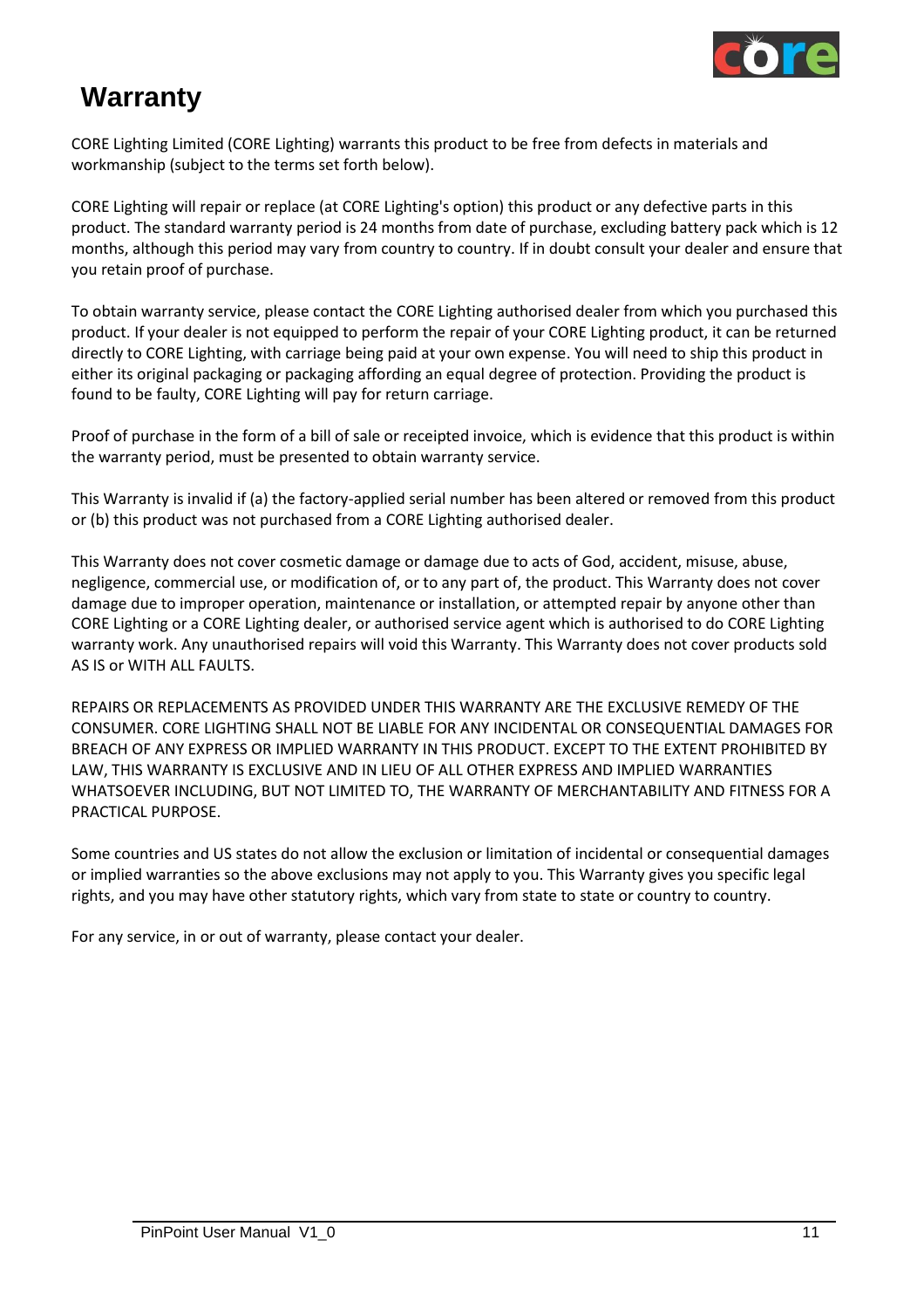# Warranty

CORE Lighting Limited (CORE Lighting) warrants this product to be free from defects in materials and workmanship (subject to the terms set forth below).

CORE Lighting will repair or replace (at CORE Lighting's option) this product or any defective parts in this product. The standard warranty period is 24 months from date of purchase, excluding battery pack which is 12 months, although this period may vary from country to country. If in doubt consult your dealer and ensure that you retain proof of purchase.

To obtain warranty service, please contact the CORE Lighting authorised dealer from which you purchased this product. If your dealer is not equipped to perform the repair of your CORE Lighting product, it can be returned directly to CORE Lighting, with carriage being paid at your own expense. You will need to ship this product in either its original packaging or packaging affording an equal degree of protection. Providing the product is found to be faulty, CORE Lighting will pay for return carriage.

Proof of purchase in the form of a bill of sale or receipted invoice, which is evidence that this product is within the warranty period, must be presented to obtain warranty service.

This Warranty is invalid if (a) the factory-applied serial number has been altered or removed from this product or (b) this product was not purchased from a CORE Lighting authorised dealer.

This Warranty does not cover cosmetic damage or damage due to acts of God, accident, misuse, abuse, negligence, commercial use, or modification of, or to any part of, the product. This Warranty does not cover damage due to improper operation, maintenance or installation, or attempted repair by anyone other than CORE Lighting or a CORE Lighting dealer, or authorised service agent which is authorised to do CORE Lighting warranty work. Any unauthorised repairs will void this Warranty. This Warranty does not cover products sold AS IS or WITH ALL FAULTS.

REPAIRS OR REPLACEMENTS AS PROVIDED UNDER THIS WARRANTY ARE THE EXCLUSIVE REMEDY OF THE CONSUMER. CORE LIGHTING SHALL NOT BE LIABLE FOR ANY INCIDENTAL OR CONSEQUENTIAL DAMAGES FOR BREACH OF ANY EXPRESS OR IMPLIED WARRANTY IN THIS PRODUCT. EXCEPT TO THE EXTENT PROHIBITED BY LAW, THIS WARRANTY IS EXCLUSIVE AND IN LIEU OF ALL OTHER EXPRESS AND IMPLIED WARRANTIES WHATSOEVER INCLUDING, BUT NOT LIMITED TO, THE WARRANTY OF MERCHANTABILITY AND FITNESS FOR A PRACTICAL PURPOSE.

Some countries and US states do not allow the exclusion or limitation of incidental or consequential damages or implied warranties so the above exclusions may not apply to you. This Warranty gives you specific legal rights, and you may have other statutory rights, which vary from state to state or country to country.

For any service, in or out of warranty, please contact your dealer.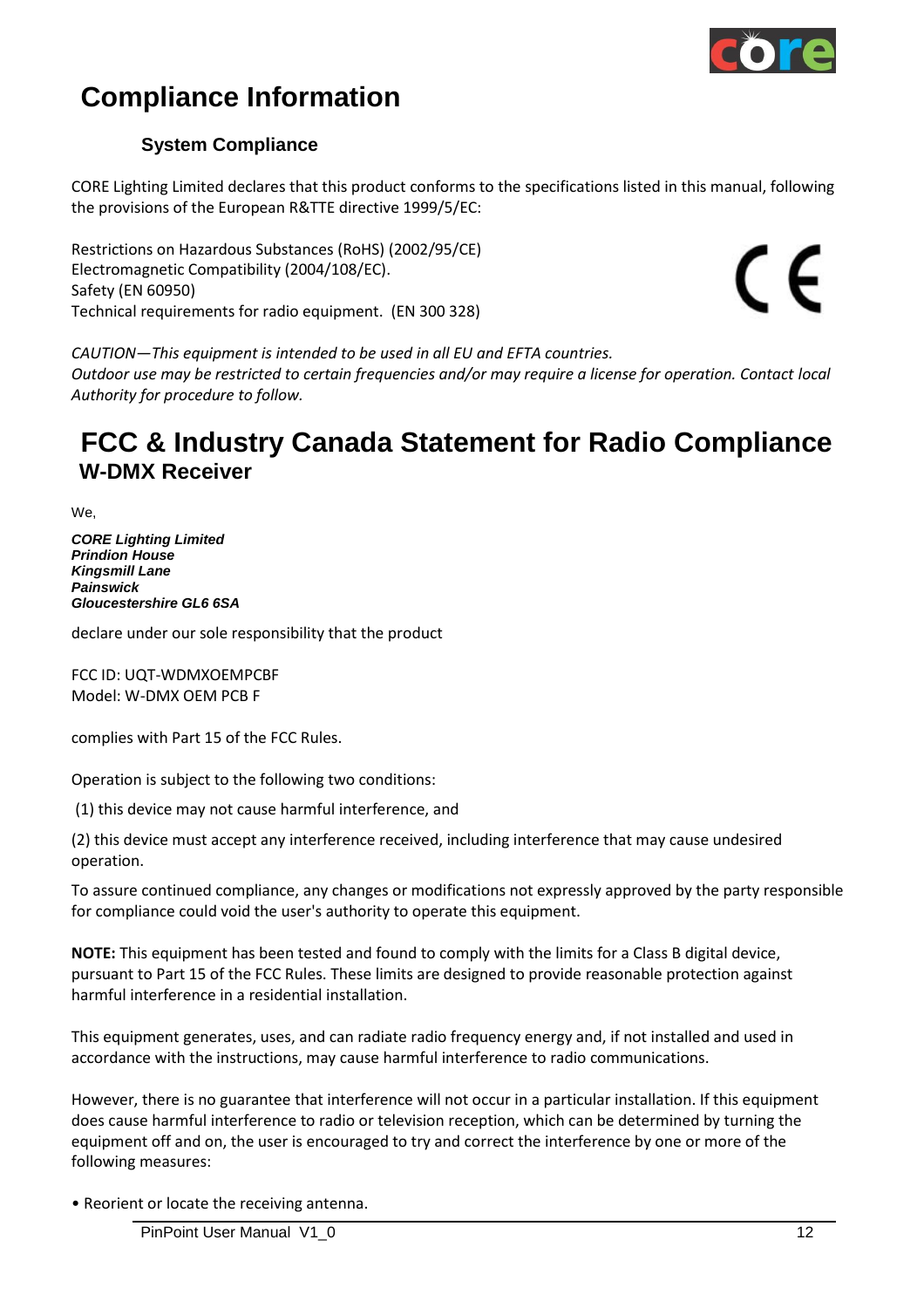# Compliance Information

## System Compliance

CORE Lighting Limited declares that this product conforms to the specifications listed in this manual, following the provisions of the European R&TTE directive 1999/5/EC:

Restrictions on Hazardous Substances (RoHS) (2002/95/CE)
Electromagnetic Compatibility (2004/108/EC).
Safety (EN 60950)
Technical requirements for radio equipment. (EN 300 328)

*CAUTION—This equipment is intended to be used in all EU and EFTA countries.*
*Outdoor use may be restricted to certain frequencies and/or may require a license for operation. Contact local Authority for procedure to follow.*

# FCC & Industry Canada Statement for Radio Compliance

## W-DMX Receiver

We,

***CORE Lighting Limited***
***Prindion House***
***Kingsmill Lane***
***Painswick***
***Gloucestershire GL6 6SA***

declare under our sole responsibility that the product

FCC ID: UQT-WDMXOEMPCBF
Model: W-DMX OEM PCB F

complies with Part 15 of the FCC Rules.

Operation is subject to the following two conditions:

(1) this device may not cause harmful interference, and

(2) this device must accept any interference received, including interference that may cause undesired operation.

To assure continued compliance, any changes or modifications not expressly approved by the party responsible for compliance could void the user's authority to operate this equipment.

**NOTE:** This equipment has been tested and found to comply with the limits for a Class B digital device, pursuant to Part 15 of the FCC Rules. These limits are designed to provide reasonable protection against harmful interference in a residential installation.

This equipment generates, uses, and can radiate radio frequency energy and, if not installed and used in accordance with the instructions, may cause harmful interference to radio communications.

However, there is no guarantee that interference will not occur in a particular installation. If this equipment does cause harmful interference to radio or television reception, which can be determined by turning the equipment off and on, the user is encouraged to try and correct the interference by one or more of the following measures:

- Reorient or locate the receiving antenna.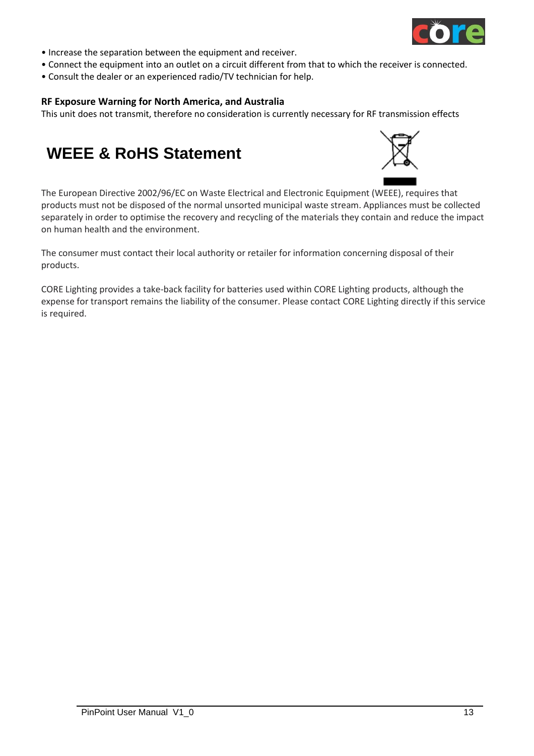- Increase the separation between the equipment and receiver.
- Connect the equipment into an outlet on a circuit different from that to which the receiver is connected.
- Consult the dealer or an experienced radio/TV technician for help.

**RF Exposure Warning for North America, and Australia**

This unit does not transmit, therefore no consideration is currently necessary for RF transmission effects

# WEEE & RoHS Statement

The European Directive 2002/96/EC on Waste Electrical and Electronic Equipment (WEEE), requires that products must not be disposed of the normal unsorted municipal waste stream. Appliances must be collected separately in order to optimise the recovery and recycling of the materials they contain and reduce the impact on human health and the environment.

The consumer must contact their local authority or retailer for information concerning disposal of their products.

CORE Lighting provides a take-back facility for batteries used within CORE Lighting products, although the expense for transport remains the liability of the consumer. Please contact CORE Lighting directly if this service is required.